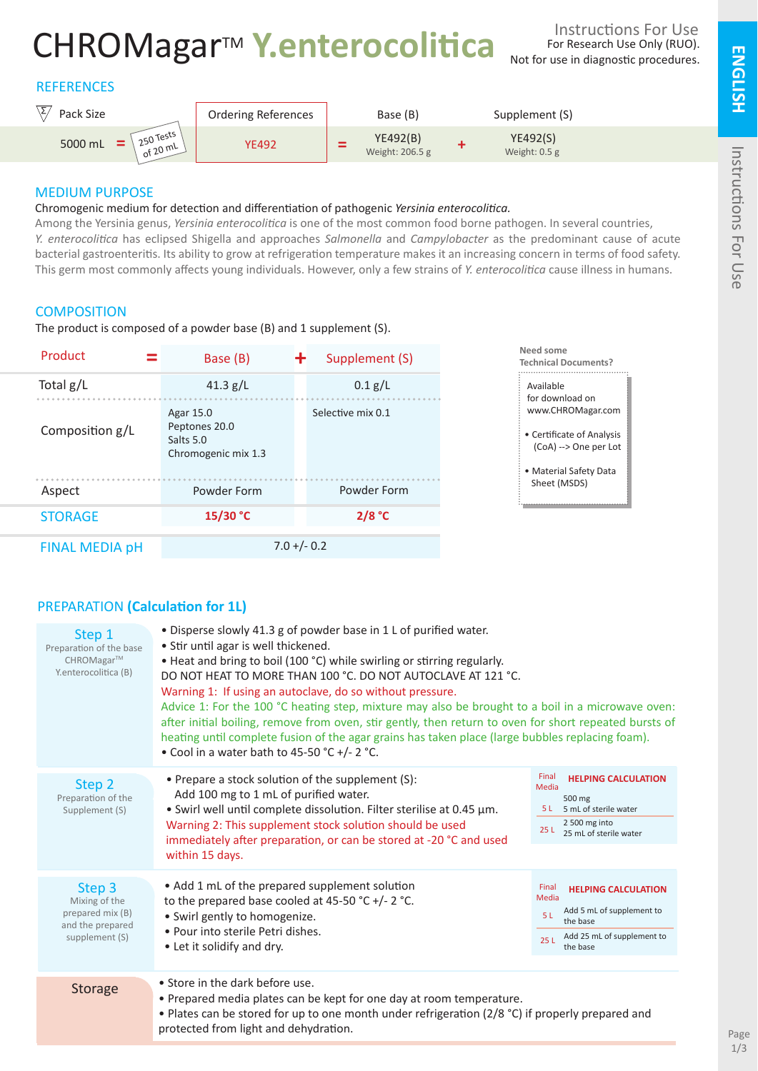# CHROMagar™ Y.enterocolitica

Instructions For Use
For Research Use Only (RUO).
Not for use in diagnostic procedures.

ENGLISH

## REFERENCES

| Pack Size | | Ordering References | | Base (B) | | Supplement (S) |
|---|---|---|---|---|---|---|
| 5000 mL | = 250 Tests of 20 mL | YE492 | = | YE492(B) Weight: 206.5 g | + | YE492(S) Weight: 0.5 g |

## MEDIUM PURPOSE

Chromogenic medium for detection and differentiation of pathogenic *Yersinia enterocolitica.*

Among the Yersinia genus, *Yersinia enterocolitica* is one of the most common food borne pathogen. In several countries, *Y. enterocolitica* has eclipsed Shigella and approaches *Salmonella* and *Campylobacter* as the predominant cause of acute bacterial gastroenteritis. Its ability to grow at refrigeration temperature makes it an increasing concern in terms of food safety. This germ most commonly affects young individuals. However, only a few strains of *Y. enterocolitica* cause illness in humans.

## COMPOSITION

The product is composed of a powder base (B) and 1 supplement (S).

| Product | = Base (B) | + Supplement (S) |
|---|---|---|
| Total g/L | 41.3 g/L | 0.1 g/L |
| Composition g/L | Agar 15.0<br>Peptones 20.0<br>Salts 5.0<br>Chromogenic mix 1.3 | Selective mix 0.1 |
| Aspect | Powder Form | Powder Form |
| STORAGE | 15/30 °C | 2/8 °C |
| FINAL MEDIA pH | 7.0 +/- 0.2 | |

**Need some Technical Documents?**

Available for download on www.CHROMagar.com

- Certificate of Analysis (CoA) --> One per Lot
- Material Safety Data Sheet (MSDS)

## PREPARATION (Calculation for 1L)

### Step 1
Preparation of the base CHROMagar™ Y.enterocolitica (B)

- Disperse slowly 41.3 g of powder base in 1 L of purified water.
- Stir until agar is well thickened.
- Heat and bring to boil (100 °C) while swirling or stirring regularly.

DO NOT HEAT TO MORE THAN 100 °C. DO NOT AUTOCLAVE AT 121 °C.

Warning 1: If using an autoclave, do so without pressure.

Advice 1: For the 100 °C heating step, mixture may also be brought to a boil in a microwave oven: after initial boiling, remove from oven, stir gently, then return to oven for short repeated bursts of heating until complete fusion of the agar grains has taken place (large bubbles replacing foam).

- Cool in a water bath to 45-50 °C +/- 2 °C.

### Step 2
Preparation of the Supplement (S)

- Prepare a stock solution of the supplement (S):
  Add 100 mg to 1 mL of purified water.
- Swirl well until complete dissolution. Filter sterilise at 0.45 µm.

Warning 2: This supplement stock solution should be used immediately after preparation, or can be stored at -20 °C and used within 15 days.

| Final Media | HELPING CALCULATION |
|---|---|
| 5 L | 500 mg<br>5 mL of sterile water |
| 25 L | 2 500 mg into<br>25 mL of sterile water |

### Step 3
Mixing of the prepared mix (B) and the prepared supplement (S)

- Add 1 mL of the prepared supplement solution to the prepared base cooled at 45-50 °C +/- 2 °C.
- Swirl gently to homogenize.
- Pour into sterile Petri dishes.
- Let it solidify and dry.

| Final Media | HELPING CALCULATION |
|---|---|
| 5 L | Add 5 mL of supplement to the base |
| 25 L | Add 25 mL of supplement to the base |

### Storage

- Store in the dark before use.
- Prepared media plates can be kept for one day at room temperature.
- Plates can be stored for up to one month under refrigeration (2/8 °C) if properly prepared and protected from light and dehydration.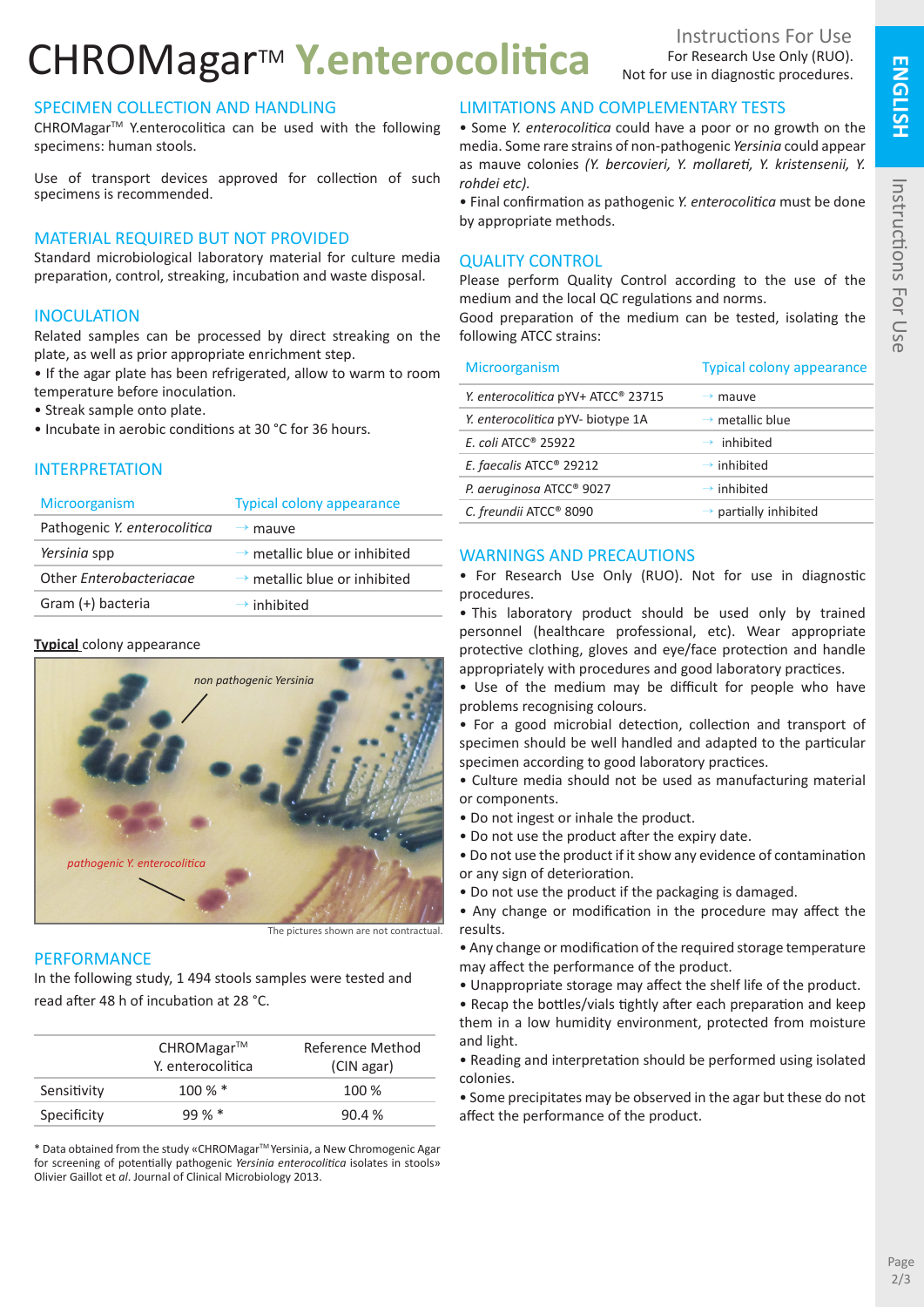# CHROMagar™ Y.enterocolitica

Instructions For Use
For Research Use Only (RUO).
Not for use in diagnostic procedures.

## SPECIMEN COLLECTION AND HANDLING

CHROMagar™ Y.enterocolitica can be used with the following specimens: human stools.

Use of transport devices approved for collection of such specimens is recommended.

## MATERIAL REQUIRED BUT NOT PROVIDED

Standard microbiological laboratory material for culture media preparation, control, streaking, incubation and waste disposal.

## INOCULATION

Related samples can be processed by direct streaking on the plate, as well as prior appropriate enrichment step.

- If the agar plate has been refrigerated, allow to warm to room temperature before inoculation.
- Streak sample onto plate.
- Incubate in aerobic conditions at 30 °C for 36 hours.

## INTERPRETATION

| Microorganism | Typical colony appearance |
|---|---|
| Pathogenic *Y. enterocolitica* | → mauve |
| *Yersinia* spp | → metallic blue or inhibited |
| Other *Enterobacteriacae* | → metallic blue or inhibited |
| Gram (+) bacteria | → inhibited |

**Typical** colony appearance

The pictures shown are not contractual.

## PERFORMANCE

In the following study, 1 494 stools samples were tested and read after 48 h of incubation at 28 °C.

| | CHROMagar™ Y. enterocolitica | Reference Method (CIN agar) |
|---|---|---|
| Sensitivity | 100 % * | 100 % |
| Specificity | 99 % * | 90.4 % |

\* Data obtained from the study «CHROMagar™ Yersinia, a New Chromogenic Agar for screening of potentially pathogenic *Yersinia enterocolitica* isolates in stools» Olivier Gaillot et *al*. Journal of Clinical Microbiology 2013.

## LIMITATIONS AND COMPLEMENTARY TESTS

- Some *Y. enterocolitica* could have a poor or no growth on the media. Some rare strains of non-pathogenic *Yersinia* could appear as mauve colonies *(Y. bercovieri, Y. mollareti, Y. kristensenii, Y. rohdei etc).*
- Final confirmation as pathogenic *Y. enterocolitica* must be done by appropriate methods.

## QUALITY CONTROL

Please perform Quality Control according to the use of the medium and the local QC regulations and norms.

Good preparation of the medium can be tested, isolating the following ATCC strains:

| Microorganism | Typical colony appearance |
|---|---|
| *Y. enterocolitica* pYV+ ATCC® 23715 | → mauve |
| *Y. enterocolitica* pYV- biotype 1A | → metallic blue |
| *E. coli* ATCC® 25922 | → inhibited |
| *E. faecalis* ATCC® 29212 | → inhibited |
| *P. aeruginosa* ATCC® 9027 | → inhibited |
| *C. freundii* ATCC® 8090 | → partially inhibited |

## WARNINGS AND PRECAUTIONS

- For Research Use Only (RUO). Not for use in diagnostic procedures.
- This laboratory product should be used only by trained personnel (healthcare professional, etc). Wear appropriate protective clothing, gloves and eye/face protection and handle appropriately with procedures and good laboratory practices.
- Use of the medium may be difficult for people who have problems recognising colours.
- For a good microbial detection, collection and transport of specimen should be well handled and adapted to the particular specimen according to good laboratory practices.
- Culture media should not be used as manufacturing material or components.
- Do not ingest or inhale the product.
- Do not use the product after the expiry date.
- Do not use the product if it show any evidence of contamination or any sign of deterioration.
- Do not use the product if the packaging is damaged.
- Any change or modification in the procedure may affect the results.
- Any change or modification of the required storage temperature may affect the performance of the product.
- Unappropriate storage may affect the shelf life of the product.
- Recap the bottles/vials tightly after each preparation and keep them in a low humidity environment, protected from moisture and light.
- Reading and interpretation should be performed using isolated colonies.
- Some precipitates may be observed in the agar but these do not affect the performance of the product.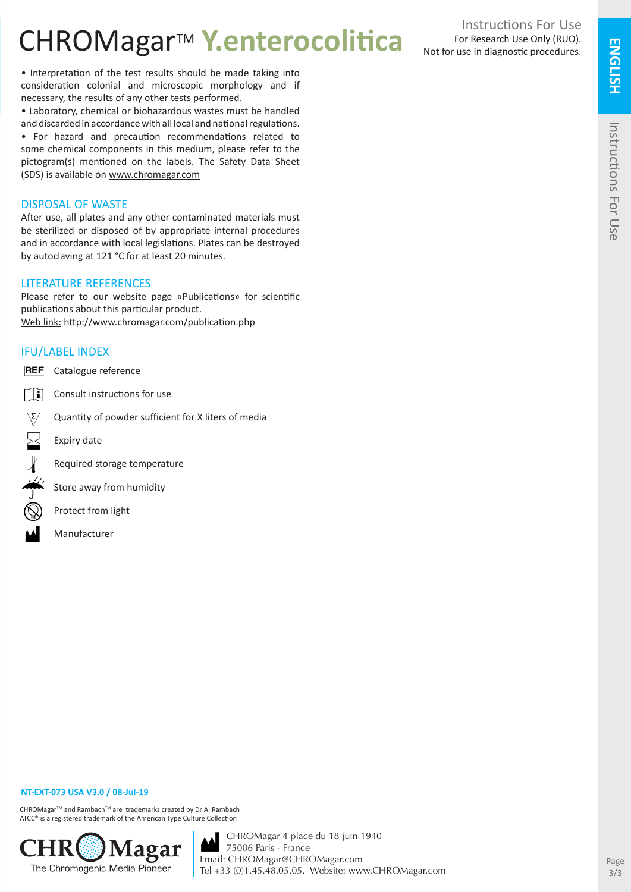# CHROMagar™ Y.enterocolitica

Instructions For Use
For Research Use Only (RUO).
Not for use in diagnostic procedures.

• Interpretation of the test results should be made taking into consideration colonial and microscopic morphology and if necessary, the results of any other tests performed.

• Laboratory, chemical or biohazardous wastes must be handled and discarded in accordance with all local and national regulations.

• For hazard and precaution recommendations related to some chemical components in this medium, please refer to the pictogram(s) mentioned on the labels. The Safety Data Sheet (SDS) is available on www.chromagar.com

## DISPOSAL OF WASTE

After use, all plates and any other contaminated materials must be sterilized or disposed of by appropriate internal procedures and in accordance with local legislations. Plates can be destroyed by autoclaving at 121 °C for at least 20 minutes.

## LITERATURE REFERENCES

Please refer to our website page «Publications» for scientific publications about this particular product.
Web link: http://www.chromagar.com/publication.php

## IFU/LABEL INDEX

REF Catalogue reference

Consult instructions for use

Quantity of powder sufficient for X liters of media

Expiry date

Required storage temperature

Store away from humidity

Protect from light

Manufacturer

**NT-EXT-073 USA V3.0 / 08-Jul-19**

CHROMagar™ and Rambach™ are trademarks created by Dr A. Rambach
ATCC® is a registered trademark of the American Type Culture Collection

CHROMagar
The Chromogenic Media Pioneer

CHROMagar 4 place du 18 juin 1940
75006 Paris - France
Email: CHROMagar@CHROMagar.com
Tel +33 (0)1.45.48.05.05. Website: www.CHROMagar.com